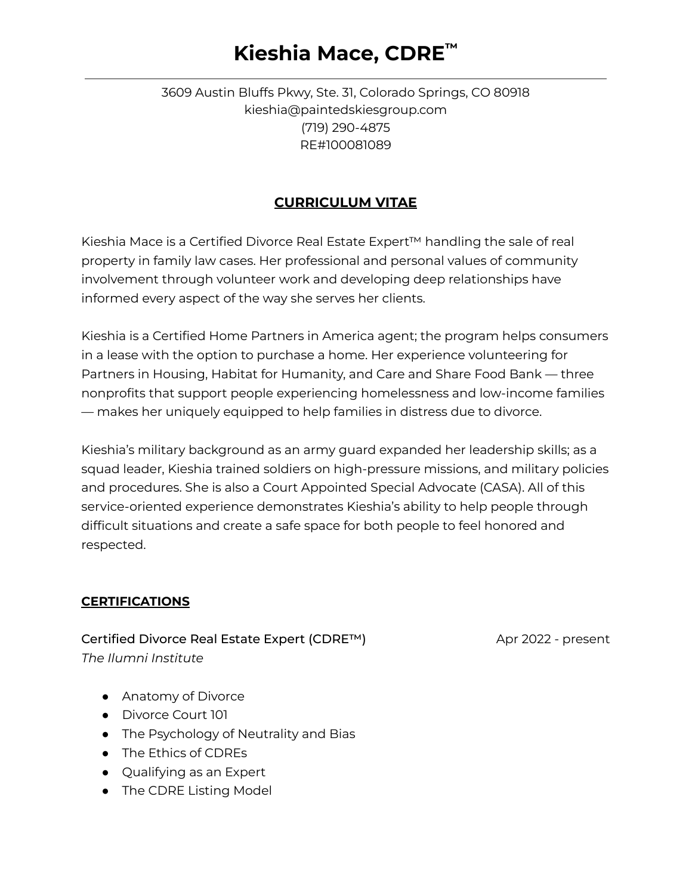# Kieshia Mace, CDRE™

3609 Austin Bluffs Pkwy, Ste. 31, Colorado Springs, CO 80918
kieshia@paintedskiesgroup.com
(719) 290-4875
RE#100081089

## CURRICULUM VITAE

Kieshia Mace is a Certified Divorce Real Estate Expert™ handling the sale of real property in family law cases. Her professional and personal values of community involvement through volunteer work and developing deep relationships have informed every aspect of the way she serves her clients.

Kieshia is a Certified Home Partners in America agent; the program helps consumers in a lease with the option to purchase a home. Her experience volunteering for Partners in Housing, Habitat for Humanity, and Care and Share Food Bank — three nonprofits that support people experiencing homelessness and low-income families — makes her uniquely equipped to help families in distress due to divorce.

Kieshia's military background as an army guard expanded her leadership skills; as a squad leader, Kieshia trained soldiers on high-pressure missions, and military policies and procedures. She is also a Court Appointed Special Advocate (CASA). All of this service-oriented experience demonstrates Kieshia's ability to help people through difficult situations and create a safe space for both people to feel honored and respected.

## CERTIFICATIONS

Certified Divorce Real Estate Expert (CDRE™) — Apr 2022 - present
*The Ilumni Institute*

- Anatomy of Divorce
- Divorce Court 101
- The Psychology of Neutrality and Bias
- The Ethics of CDREs
- Qualifying as an Expert
- The CDRE Listing Model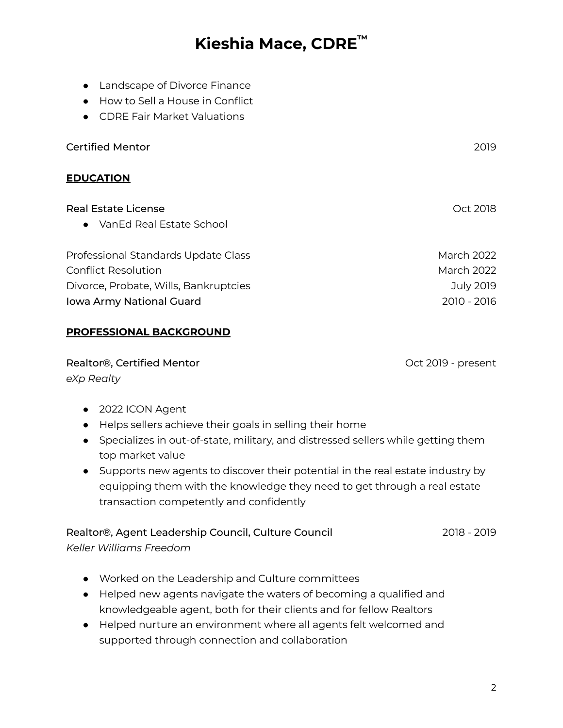# Kieshia Mace, CDRE™

- Landscape of Divorce Finance
- How to Sell a House in Conflict
- CDRE Fair Market Valuations

Certified Mentor — 2019

## EDUCATION

Real Estate License — Oct 2018

- VanEd Real Estate School

Professional Standards Update Class — March 2022
Conflict Resolution — March 2022
Divorce, Probate, Wills, Bankruptcies — July 2019
Iowa Army National Guard — 2010 - 2016

## PROFESSIONAL BACKGROUND

**Realtor®, Certified Mentor** — Oct 2019 - present
*eXp Realty*

- 2022 ICON Agent
- Helps sellers achieve their goals in selling their home
- Specializes in out-of-state, military, and distressed sellers while getting them top market value
- Supports new agents to discover their potential in the real estate industry by equipping them with the knowledge they need to get through a real estate transaction competently and confidently

**Realtor®, Agent Leadership Council, Culture Council** — 2018 - 2019
*Keller Williams Freedom*

- Worked on the Leadership and Culture committees
- Helped new agents navigate the waters of becoming a qualified and knowledgeable agent, both for their clients and for fellow Realtors
- Helped nurture an environment where all agents felt welcomed and supported through connection and collaboration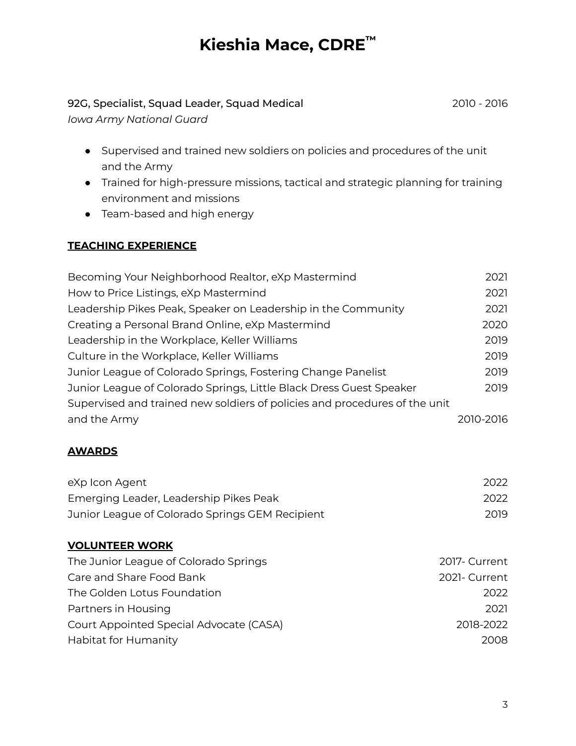# Kieshia Mace, CDRE™

**92G, Specialist, Squad Leader, Squad Medical** 2010 - 2016
*Iowa Army National Guard*

- Supervised and trained new soldiers on policies and procedures of the unit and the Army
- Trained for high-pressure missions, tactical and strategic planning for training environment and missions
- Team-based and high energy

## TEACHING EXPERIENCE

| | |
|---|---|
| Becoming Your Neighborhood Realtor, eXp Mastermind | 2021 |
| How to Price Listings, eXp Mastermind | 2021 |
| Leadership Pikes Peak, Speaker on Leadership in the Community | 2021 |
| Creating a Personal Brand Online, eXp Mastermind | 2020 |
| Leadership in the Workplace, Keller Williams | 2019 |
| Culture in the Workplace, Keller Williams | 2019 |
| Junior League of Colorado Springs, Fostering Change Panelist | 2019 |
| Junior League of Colorado Springs, Little Black Dress Guest Speaker | 2019 |
| Supervised and trained new soldiers of policies and procedures of the unit and the Army | 2010-2016 |

## AWARDS

| | |
|---|---|
| eXp Icon Agent | 2022 |
| Emerging Leader, Leadership Pikes Peak | 2022 |
| Junior League of Colorado Springs GEM Recipient | 2019 |

## VOLUNTEER WORK

| | |
|---|---|
| The Junior League of Colorado Springs | 2017- Current |
| Care and Share Food Bank | 2021- Current |
| The Golden Lotus Foundation | 2022 |
| Partners in Housing | 2021 |
| Court Appointed Special Advocate (CASA) | 2018-2022 |
| Habitat for Humanity | 2008 |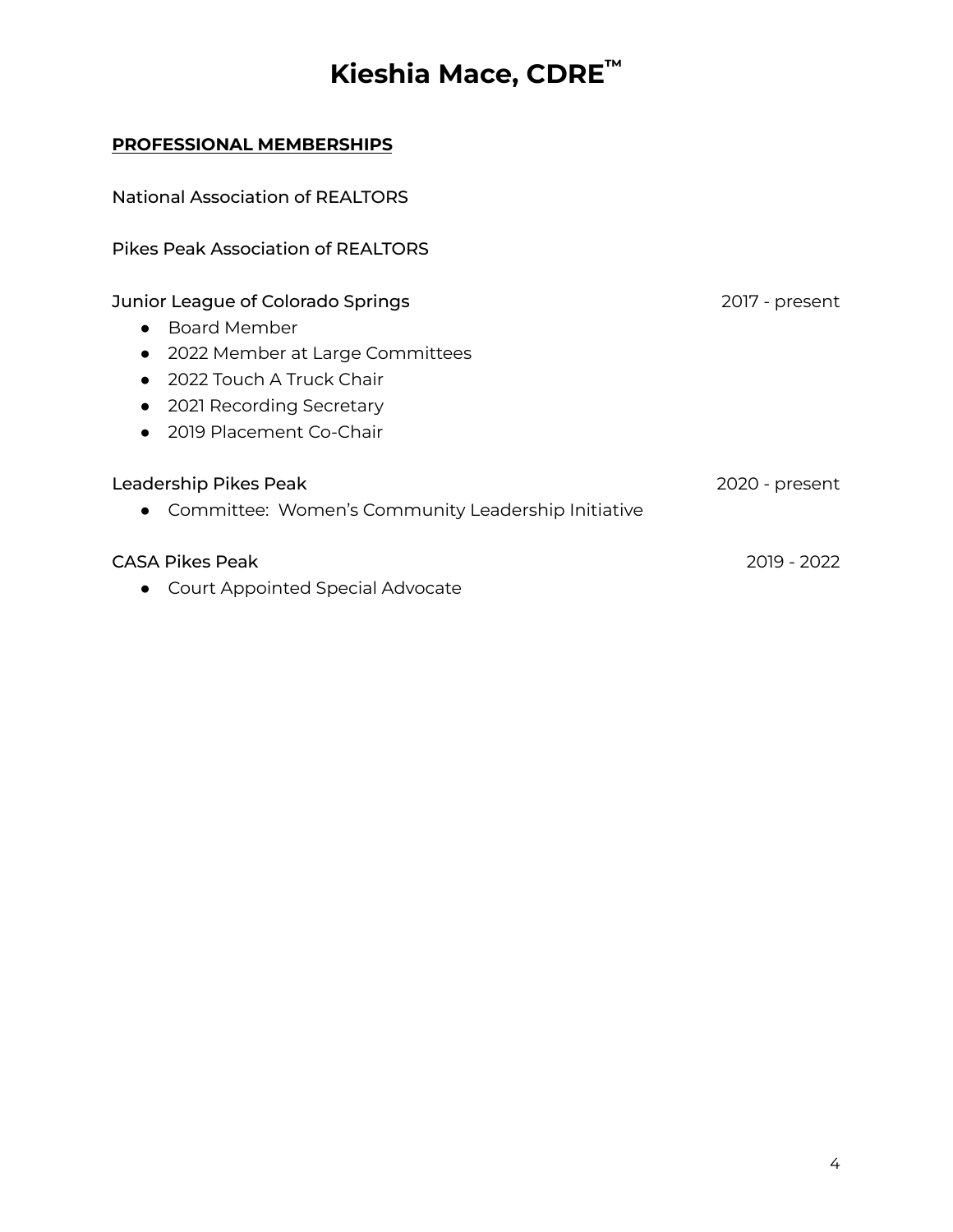# Kieshia Mace, CDRE™

**PROFESSIONAL MEMBERSHIPS**

National Association of REALTORS

Pikes Peak Association of REALTORS

Junior League of Colorado Springs — 2017 - present

- Board Member
- 2022 Member at Large Committees
- 2022 Touch A Truck Chair
- 2021 Recording Secretary
- 2019 Placement Co-Chair

Leadership Pikes Peak — 2020 - present

- Committee: Women's Community Leadership Initiative

CASA Pikes Peak — 2019 - 2022

- Court Appointed Special Advocate